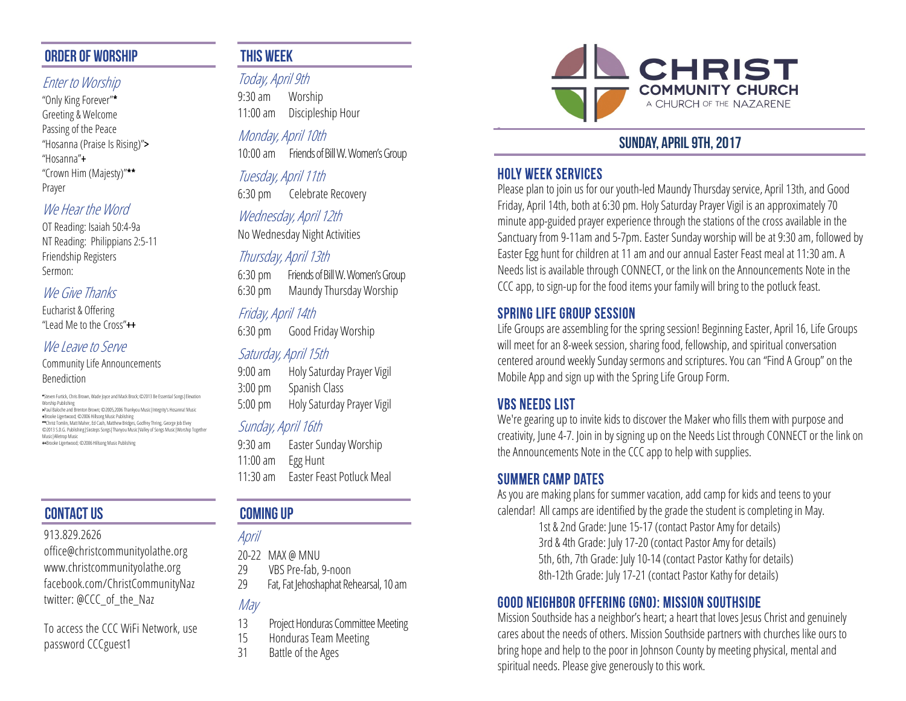## ORDER OF WORSHIP

*Enter to Worship*

"Only King Forever"*
Greeting & Welcome
Passing of the Peace
"Hosanna (Praise Is Rising)">
"Hosanna"+
"Crown Him (Majesty)"**
Prayer

*We Hear the Word*

OT Reading: Isaiah 50:4-9a
NT Reading: Philippians 2:5-11
Friendship Registers
Sermon:

*We Give Thanks*

Eucharist & Offering
"Lead Me to the Cross"++

*We Leave to Serve*

Community Life Announcements
Benediction

*Steven Furtick, Chris Brown, Wade Joyce and Mack Brock; ©2013 Be Essential Songs|Elevation Worship Publishing
>Paul Baloche and Brenton Brown; ©2005,2006 Thankyou Music|Integrity's Hosanna! Music
+Brooke Ligertwood; ©2006 Hillsong Music Publishing
**Chris Tomlin, Matt Maher, Ed Cash, Matthew Bridges, Godfrey Thring, George Job Elvey ©2013 S.D.G. Publishing|Sixsteps Songs|Thankyou Music|Valley of Songs Music|Worship Together Music|Alletrop Music
++Brooke Ligertwood; ©2006 Hillsong Music Publishing

## CONTACT US

913.829.2626
office@christcommunityolathe.org
www.christcommunityolathe.org
facebook.com/ChristCommunityNaz
twitter: @CCC_of_the_Naz

To access the CCC WiFi Network, use password CCCguest1

## THIS WEEK

*Today, April 9th*

9:30 am Worship
11:00 am Discipleship Hour

*Monday, April 10th*

10:00 am Friends of Bill W. Women's Group

*Tuesday, April 11th*

6:30 pm Celebrate Recovery

*Wednesday, April 12th*

No Wednesday Night Activities

*Thursday, April 13th*

6:30 pm Friends of Bill W. Women's Group
6:30 pm Maundy Thursday Worship

*Friday, April 14th*

6:30 pm Good Friday Worship

*Saturday, April 15th*

9:00 am Holy Saturday Prayer Vigil
3:00 pm Spanish Class
5:00 pm Holy Saturday Prayer Vigil

*Sunday, April 16th*

9:30 am Easter Sunday Worship
11:00 am Egg Hunt
11:30 am Easter Feast Potluck Meal

## COMING UP

*April*

20-22 MAX @ MNU
29 VBS Pre-fab, 9-noon
29 Fat, Fat Jehoshaphat Rehearsal, 10 am

*May*

13 Project Honduras Committee Meeting
15 Honduras Team Meeting
31 Battle of the Ages

# CHRIST COMMUNITY CHURCH
A CHURCH OF THE NAZARENE

## SUNDAY, APRIL 9TH, 2017

### HOLY WEEK SERVICES

Please plan to join us for our youth-led Maundy Thursday service, April 13th, and Good Friday, April 14th, both at 6:30 pm. Holy Saturday Prayer Vigil is an approximately 70 minute app-guided prayer experience through the stations of the cross available in the Sanctuary from 9-11am and 5-7pm. Easter Sunday worship will be at 9:30 am, followed by Easter Egg hunt for children at 11 am and our annual Easter Feast meal at 11:30 am. A Needs list is available through CONNECT, or the link on the Announcements Note in the CCC app, to sign-up for the food items your family will bring to the potluck feast.

### SPRING LIFE GROUP SESSION

Life Groups are assembling for the spring session! Beginning Easter, April 16, Life Groups will meet for an 8-week session, sharing food, fellowship, and spiritual conversation centered around weekly Sunday sermons and scriptures. You can "Find A Group" on the Mobile App and sign up with the Spring Life Group Form.

### VBS NEEDS LIST

We're gearing up to invite kids to discover the Maker who fills them with purpose and creativity, June 4-7. Join in by signing up on the Needs List through CONNECT or the link on the Announcements Note in the CCC app to help with supplies.

### SUMMER CAMP DATES

As you are making plans for summer vacation, add camp for kids and teens to your calendar! All camps are identified by the grade the student is completing in May.

1st & 2nd Grade: June 15-17 (contact Pastor Amy for details)
3rd & 4th Grade: July 17-20 (contact Pastor Amy for details)
5th, 6th, 7th Grade: July 10-14 (contact Pastor Kathy for details)
8th-12th Grade: July 17-21 (contact Pastor Kathy for details)

### GOOD NEIGHBOR OFFERING (GNO): MISSION SOUTHSIDE

Mission Southside has a neighbor's heart; a heart that loves Jesus Christ and genuinely cares about the needs of others. Mission Southside partners with churches like ours to bring hope and help to the poor in Johnson County by meeting physical, mental and spiritual needs. Please give generously to this work.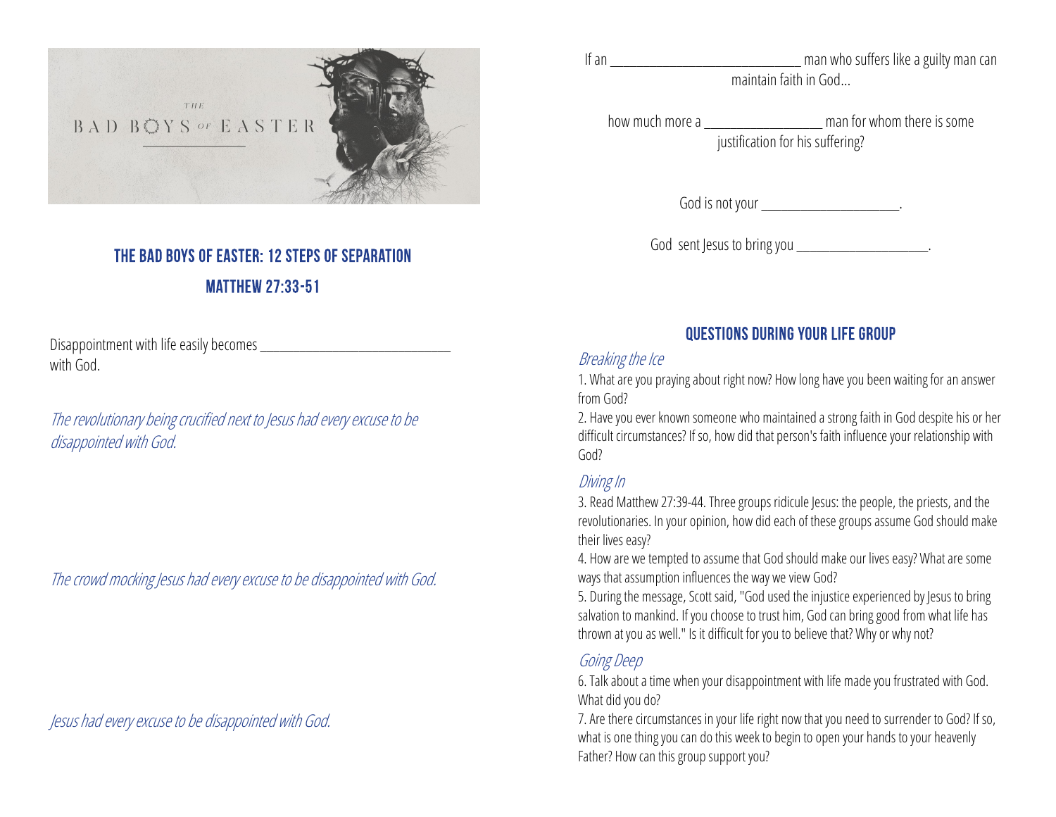## The Bad Boys of Easter: 12 Steps of Separation

## Matthew 27:33-51

Disappointment with life easily becomes ______________________________ with God.

*The revolutionary being crucified next to Jesus had every excuse to be disappointed with God.*

*The crowd mocking Jesus had every excuse to be disappointed with God.*

*Jesus had every excuse to be disappointed with God.*

If an ______________________________ man who suffers like a guilty man can maintain faith in God...

how much more a __________________ man for whom there is some justification for his suffering?

God is not your _____________________.

God sent Jesus to bring you _____________________.

## Questions During Your Life Group

### *Breaking the Ice*

1. What are you praying about right now? How long have you been waiting for an answer from God?
2. Have you ever known someone who maintained a strong faith in God despite his or her difficult circumstances? If so, how did that person's faith influence your relationship with God?

### *Diving In*

3. Read Matthew 27:39-44. Three groups ridicule Jesus: the people, the priests, and the revolutionaries. In your opinion, how did each of these groups assume God should make their lives easy?
4. How are we tempted to assume that God should make our lives easy? What are some ways that assumption influences the way we view God?
5. During the message, Scott said, "God used the injustice experienced by Jesus to bring salvation to mankind. If you choose to trust him, God can bring good from what life has thrown at you as well." Is it difficult for you to believe that? Why or why not?

### *Going Deep*

6. Talk about a time when your disappointment with life made you frustrated with God. What did you do?
7. Are there circumstances in your life right now that you need to surrender to God? If so, what is one thing you can do this week to begin to open your hands to your heavenly Father? How can this group support you?